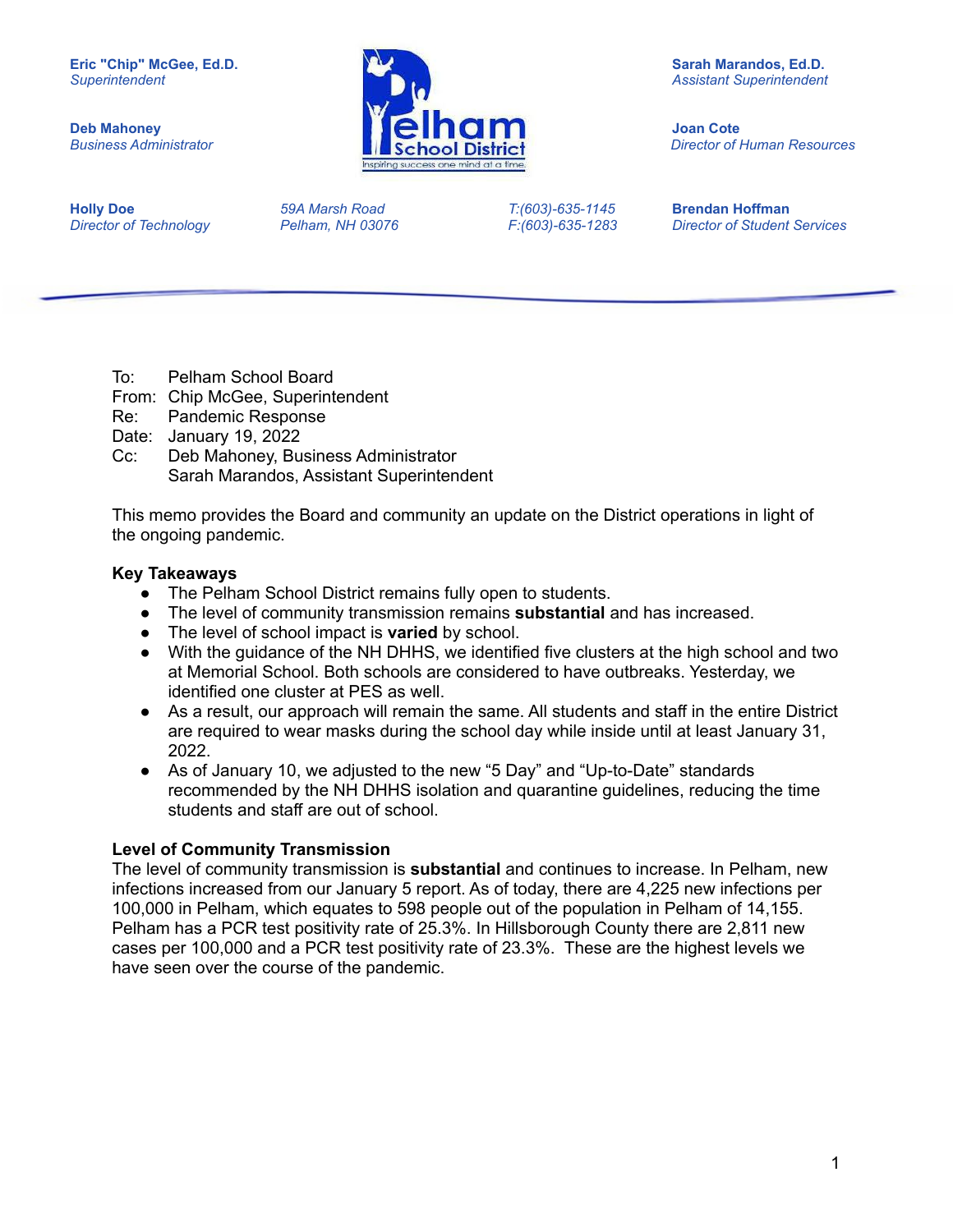**Eric "Chip" McGee, Ed.D.**
*Superintendent*

**Deb Mahoney**
*Business Administrator*

**Holly Doe**
*Director of Technology*

*59A Marsh Road*
*Pelham, NH 03076*

*T:(603)-635-1145*
*F:(603)-635-1283*

**Sarah Marandos, Ed.D.**
*Assistant Superintendent*

**Joan Cote**
*Director of Human Resources*

**Brendan Hoffman**
*Director of Student Services*

---

To: Pelham School Board
From: Chip McGee, Superintendent
Re: Pandemic Response
Date: January 19, 2022
Cc: Deb Mahoney, Business Administrator
Sarah Marandos, Assistant Superintendent

This memo provides the Board and community an update on the District operations in light of the ongoing pandemic.

**Key Takeaways**

- The Pelham School District remains fully open to students.
- The level of community transmission remains **substantial** and has increased.
- The level of school impact is **varied** by school.
- With the guidance of the NH DHHS, we identified five clusters at the high school and two at Memorial School. Both schools are considered to have outbreaks. Yesterday, we identified one cluster at PES as well.
- As a result, our approach will remain the same. All students and staff in the entire District are required to wear masks during the school day while inside until at least January 31, 2022.
- As of January 10, we adjusted to the new "5 Day" and "Up-to-Date" standards recommended by the NH DHHS isolation and quarantine guidelines, reducing the time students and staff are out of school.

**Level of Community Transmission**

The level of community transmission is **substantial** and continues to increase. In Pelham, new infections increased from our January 5 report. As of today, there are 4,225 new infections per 100,000 in Pelham, which equates to 598 people out of the population in Pelham of 14,155. Pelham has a PCR test positivity rate of 25.3%. In Hillsborough County there are 2,811 new cases per 100,000 and a PCR test positivity rate of 23.3%. These are the highest levels we have seen over the course of the pandemic.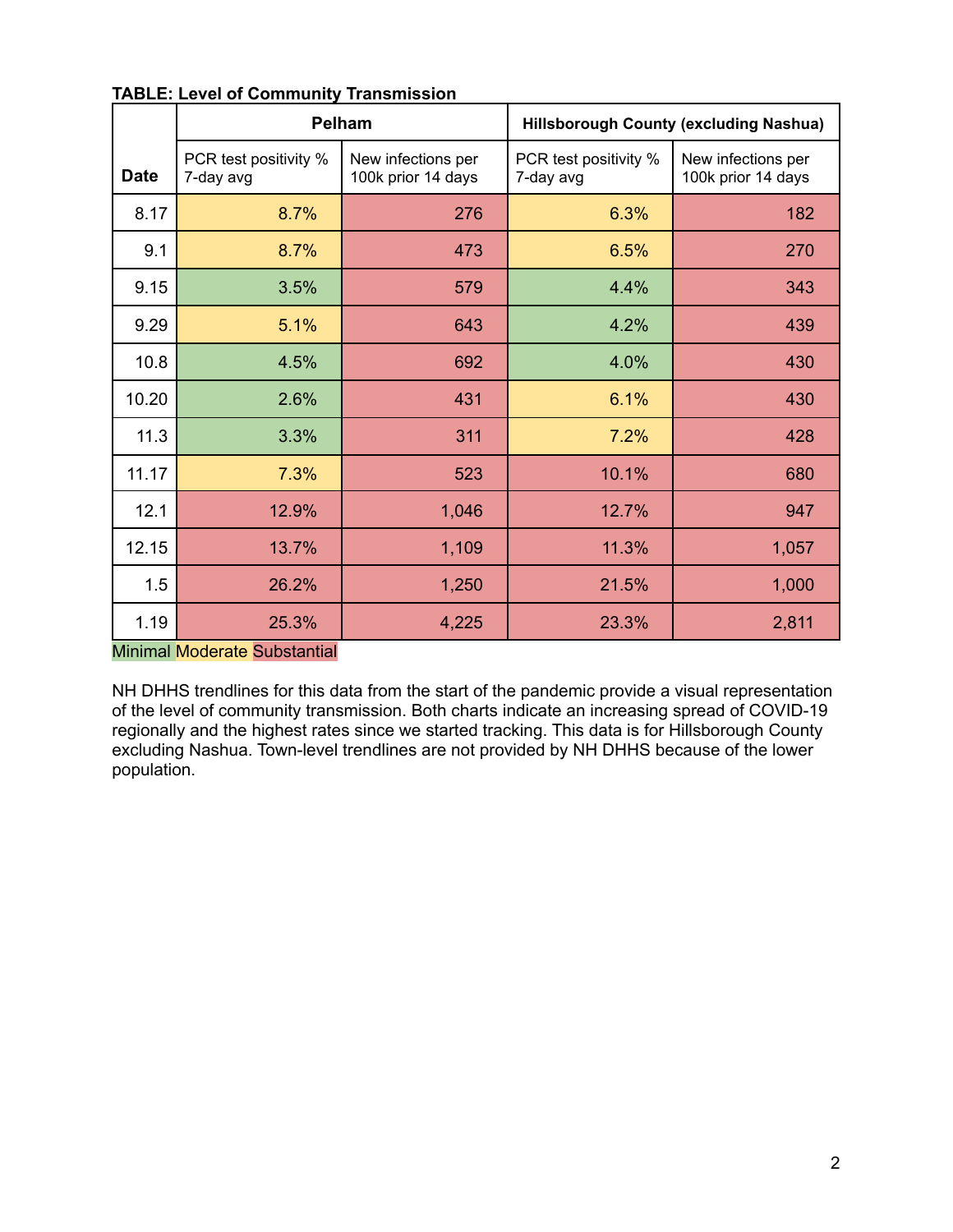**TABLE: Level of Community Transmission**

| Date | Pelham | | Hillsborough County (excluding Nashua) | |
|---|---|---|---|---|
| | PCR test positivity % 7-day avg | New infections per 100k prior 14 days | PCR test positivity % 7-day avg | New infections per 100k prior 14 days |
| 8.17 | 8.7% | 276 | 6.3% | 182 |
| 9.1 | 8.7% | 473 | 6.5% | 270 |
| 9.15 | 3.5% | 579 | 4.4% | 343 |
| 9.29 | 5.1% | 643 | 4.2% | 439 |
| 10.8 | 4.5% | 692 | 4.0% | 430 |
| 10.20 | 2.6% | 431 | 6.1% | 430 |
| 11.3 | 3.3% | 311 | 7.2% | 428 |
| 11.17 | 7.3% | 523 | 10.1% | 680 |
| 12.1 | 12.9% | 1,046 | 12.7% | 947 |
| 12.15 | 13.7% | 1,109 | 11.3% | 1,057 |
| 1.5 | 26.2% | 1,250 | 21.5% | 1,000 |
| 1.19 | 25.3% | 4,225 | 23.3% | 2,811 |

Minimal Moderate Substantial

NH DHHS trendlines for this data from the start of the pandemic provide a visual representation of the level of community transmission. Both charts indicate an increasing spread of COVID-19 regionally and the highest rates since we started tracking. This data is for Hillsborough County excluding Nashua. Town-level trendlines are not provided by NH DHHS because of the lower population.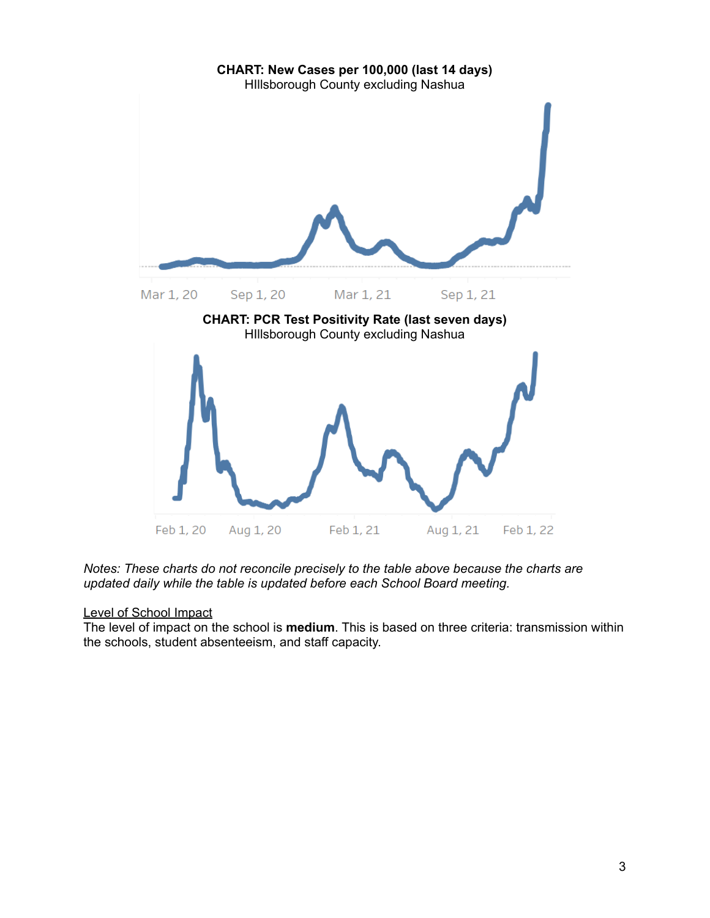**CHART: New Cases per 100,000 (last 14 days)**
HIllsborough County excluding Nashua

Mar 1, 20 Sep 1, 20 Mar 1, 21 Sep 1, 21

**CHART: PCR Test Positivity Rate (last seven days)**
HIllsborough County excluding Nashua

Feb 1, 20 Aug 1, 20 Feb 1, 21 Aug 1, 21 Feb 1, 22

*Notes: These charts do not reconcile precisely to the table above because the charts are updated daily while the table is updated before each School Board meeting.*

<u>Level of School Impact</u>
The level of impact on the school is **medium**. This is based on three criteria: transmission within the schools, student absenteeism, and staff capacity.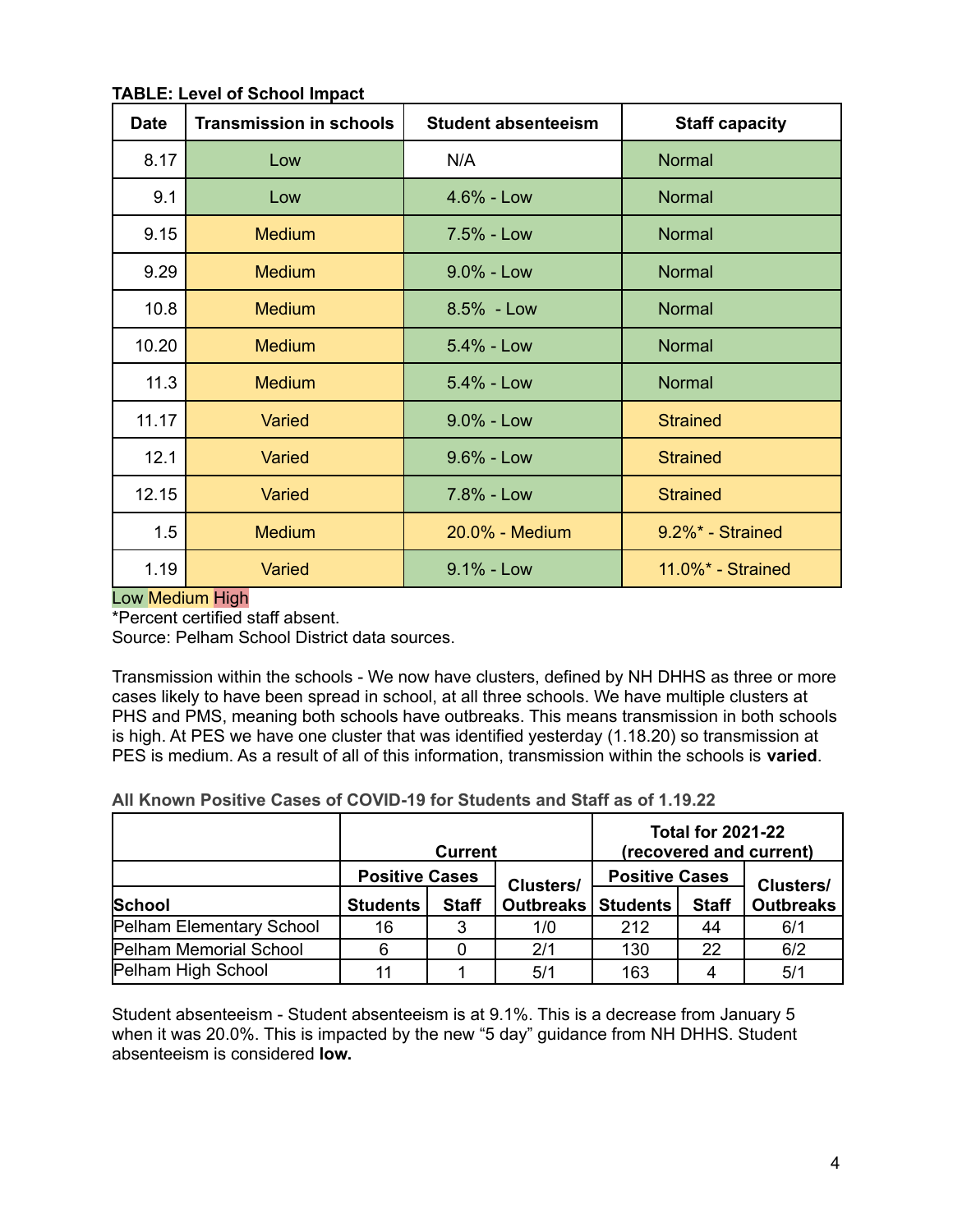**TABLE: Level of School Impact**

| Date | Transmission in schools | Student absenteeism | Staff capacity |
|---|---|---|---|
| 8.17 | Low | N/A | Normal |
| 9.1 | Low | 4.6% - Low | Normal |
| 9.15 | Medium | 7.5% - Low | Normal |
| 9.29 | Medium | 9.0% - Low | Normal |
| 10.8 | Medium | 8.5% - Low | Normal |
| 10.20 | Medium | 5.4% - Low | Normal |
| 11.3 | Medium | 5.4% - Low | Normal |
| 11.17 | Varied | 9.0% - Low | Strained |
| 12.1 | Varied | 9.6% - Low | Strained |
| 12.15 | Varied | 7.8% - Low | Strained |
| 1.5 | Medium | 20.0% - Medium | 9.2%* - Strained |
| 1.19 | Varied | 9.1% - Low | 11.0%* - Strained |

Low Medium High
*Percent certified staff absent.
Source: Pelham School District data sources.

Transmission within the schools - We now have clusters, defined by NH DHHS as three or more cases likely to have been spread in school, at all three schools. We have multiple clusters at PHS and PMS, meaning both schools have outbreaks. This means transmission in both schools is high. At PES we have one cluster that was identified yesterday (1.18.20) so transmission at PES is medium. As a result of all of this information, transmission within the schools is **varied**.

**All Known Positive Cases of COVID-19 for Students and Staff as of 1.19.22**

| | Current | | | Total for 2021-22 (recovered and current) | | |
|---|---|---|---|---|---|---|
| | Positive Cases | | Clusters/ Outbreaks | Positive Cases | | Clusters/ Outbreaks |
| School | Students | Staff | | Students | Staff | |
| Pelham Elementary School | 16 | 3 | 1/0 | 212 | 44 | 6/1 |
| Pelham Memorial School | 6 | 0 | 2/1 | 130 | 22 | 6/2 |
| Pelham High School | 11 | 1 | 5/1 | 163 | 4 | 5/1 |

Student absenteeism - Student absenteeism is at 9.1%. This is a decrease from January 5 when it was 20.0%. This is impacted by the new "5 day" guidance from NH DHHS. Student absenteeism is considered **low.**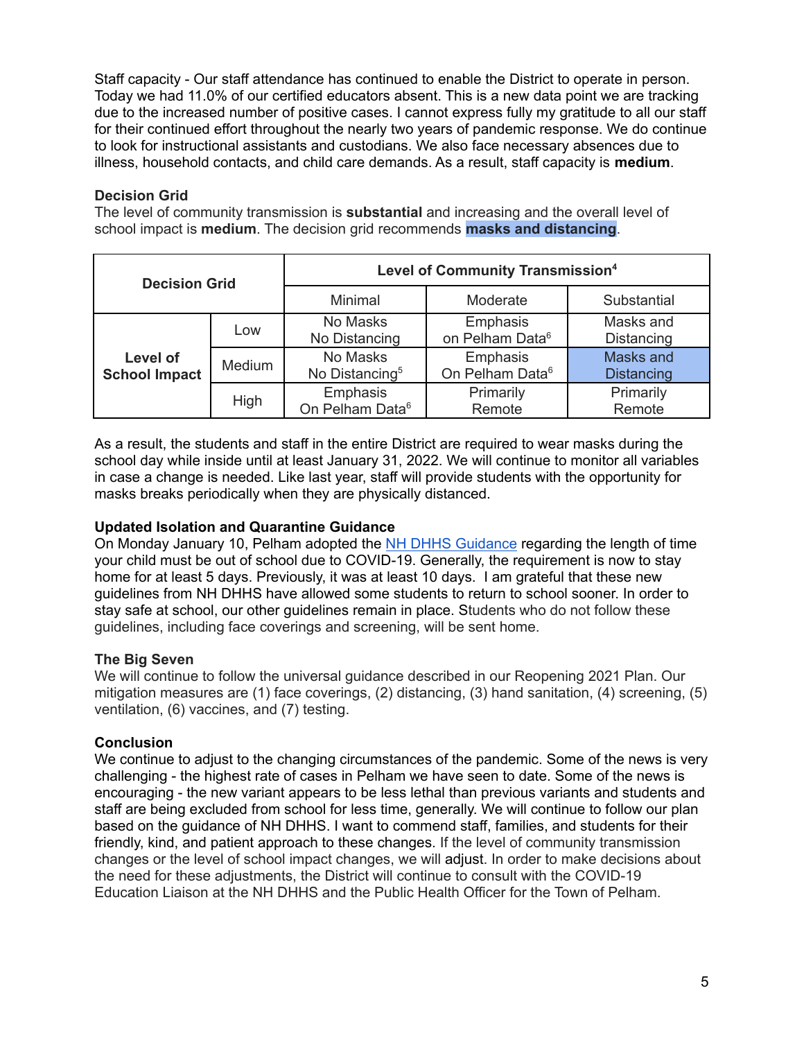Staff capacity - Our staff attendance has continued to enable the District to operate in person. Today we had 11.0% of our certified educators absent. This is a new data point we are tracking due to the increased number of positive cases. I cannot express fully my gratitude to all our staff for their continued effort throughout the nearly two years of pandemic response. We do continue to look for instructional assistants and custodians. We also face necessary absences due to illness, household contacts, and child care demands. As a result, staff capacity is **medium**.

**Decision Grid**
The level of community transmission is **substantial** and increasing and the overall level of school impact is **medium**. The decision grid recommends **masks and distancing**.

| Decision Grid | | Level of Community Transmission[4] | | |
|---|---|---|---|---|
| | | Minimal | Moderate | Substantial |
| Level of School Impact | Low | No Masks No Distancing | Emphasis on Pelham Data[6] | Masks and Distancing |
| | Medium | No Masks No Distancing[5] | Emphasis On Pelham Data[6] | Masks and Distancing |
| | High | Emphasis On Pelham Data[6] | Primarily Remote | Primarily Remote |

As a result, the students and staff in the entire District are required to wear masks during the school day while inside until at least January 31, 2022. We will continue to monitor all variables in case a change is needed. Like last year, staff will provide students with the opportunity for masks breaks periodically when they are physically distanced.

**Updated Isolation and Quarantine Guidance**
On Monday January 10, Pelham adopted the [NH DHHS Guidance] regarding the length of time your child must be out of school due to COVID-19. Generally, the requirement is now to stay home for at least 5 days. Previously, it was at least 10 days. I am grateful that these new guidelines from NH DHHS have allowed some students to return to school sooner. In order to stay safe at school, our other guidelines remain in place. Students who do not follow these guidelines, including face coverings and screening, will be sent home.

**The Big Seven**
We will continue to follow the universal guidance described in our Reopening 2021 Plan. Our mitigation measures are (1) face coverings, (2) distancing, (3) hand sanitation, (4) screening, (5) ventilation, (6) vaccines, and (7) testing.

**Conclusion**
We continue to adjust to the changing circumstances of the pandemic. Some of the news is very challenging - the highest rate of cases in Pelham we have seen to date. Some of the news is encouraging - the new variant appears to be less lethal than previous variants and students and staff are being excluded from school for less time, generally. We will continue to follow our plan based on the guidance of NH DHHS. I want to commend staff, families, and students for their friendly, kind, and patient approach to these changes. If the level of community transmission changes or the level of school impact changes, we will adjust. In order to make decisions about the need for these adjustments, the District will continue to consult with the COVID-19 Education Liaison at the NH DHHS and the Public Health Officer for the Town of Pelham.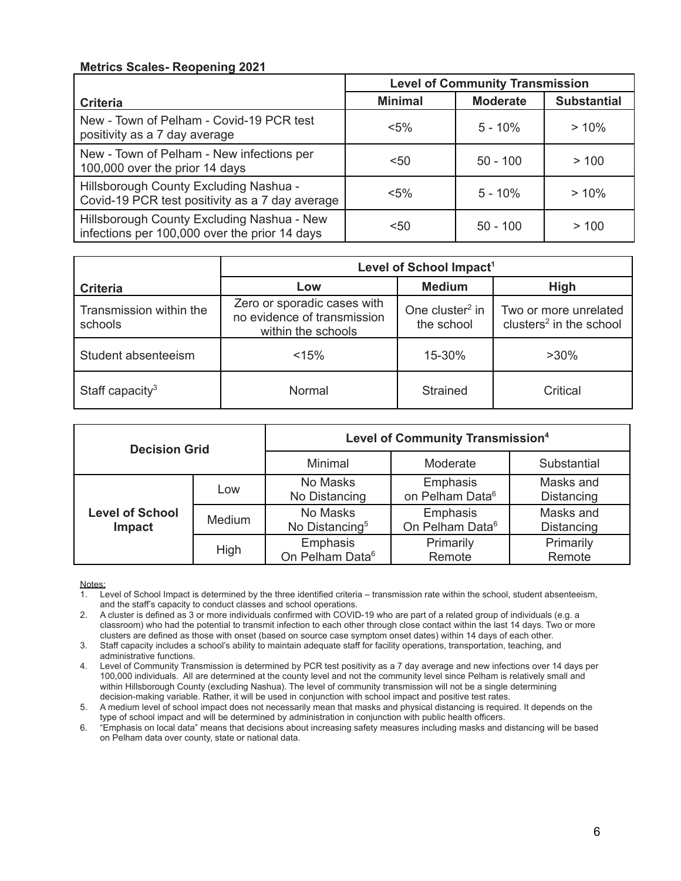**Metrics Scales- Reopening 2021**

| | Level of Community Transmission | | |
|---|---|---|---|
| **Criteria** | **Minimal** | **Moderate** | **Substantial** |
| New - Town of Pelham - Covid-19 PCR test positivity as a 7 day average | <5% | 5 - 10% | > 10% |
| New - Town of Pelham - New infections per 100,000 over the prior 14 days | <50 | 50 - 100 | > 100 |
| Hillsborough County Excluding Nashua - Covid-19 PCR test positivity as a 7 day average | <5% | 5 - 10% | > 10% |
| Hillsborough County Excluding Nashua - New infections per 100,000 over the prior 14 days | <50 | 50 - 100 | > 100 |

| | Level of School Impact[1] | | |
|---|---|---|---|
| **Criteria** | **Low** | **Medium** | **High** |
| Transmission within the schools | Zero or sporadic cases with no evidence of transmission within the schools | One cluster[2] in the school | Two or more unrelated clusters[2] in the school |
| Student absenteeism | <15% | 15-30% | >30% |
| Staff capacity[3] | Normal | Strained | Critical |

| **Decision Grid** | | Level of Community Transmission[4] | | |
|---|---|---|---|---|
| | | Minimal | Moderate | Substantial |
| **Level of School Impact** | Low | No Masks No Distancing | Emphasis on Pelham Data[6] | Masks and Distancing |
| | Medium | No Masks No Distancing[5] | Emphasis On Pelham Data[6] | Masks and Distancing |
| | High | Emphasis On Pelham Data[6] | Primarily Remote | Primarily Remote |

Notes:

1. Level of School Impact is determined by the three identified criteria – transmission rate within the school, student absenteeism, and the staff's capacity to conduct classes and school operations.
2. A cluster is defined as 3 or more individuals confirmed with COVID-19 who are part of a related group of individuals (e.g. a classroom) who had the potential to transmit infection to each other through close contact within the last 14 days. Two or more clusters are defined as those with onset (based on source case symptom onset dates) within 14 days of each other.
3. Staff capacity includes a school's ability to maintain adequate staff for facility operations, transportation, teaching, and administrative functions.
4. Level of Community Transmission is determined by PCR test positivity as a 7 day average and new infections over 14 days per 100,000 individuals. All are determined at the county level and not the community level since Pelham is relatively small and within Hillsborough County (excluding Nashua). The level of community transmission will not be a single determining decision-making variable. Rather, it will be used in conjunction with school impact and positive test rates.
5. A medium level of school impact does not necessarily mean that masks and physical distancing is required. It depends on the type of school impact and will be determined by administration in conjunction with public health officers.
6. "Emphasis on local data" means that decisions about increasing safety measures including masks and distancing will be based on Pelham data over county, state or national data.